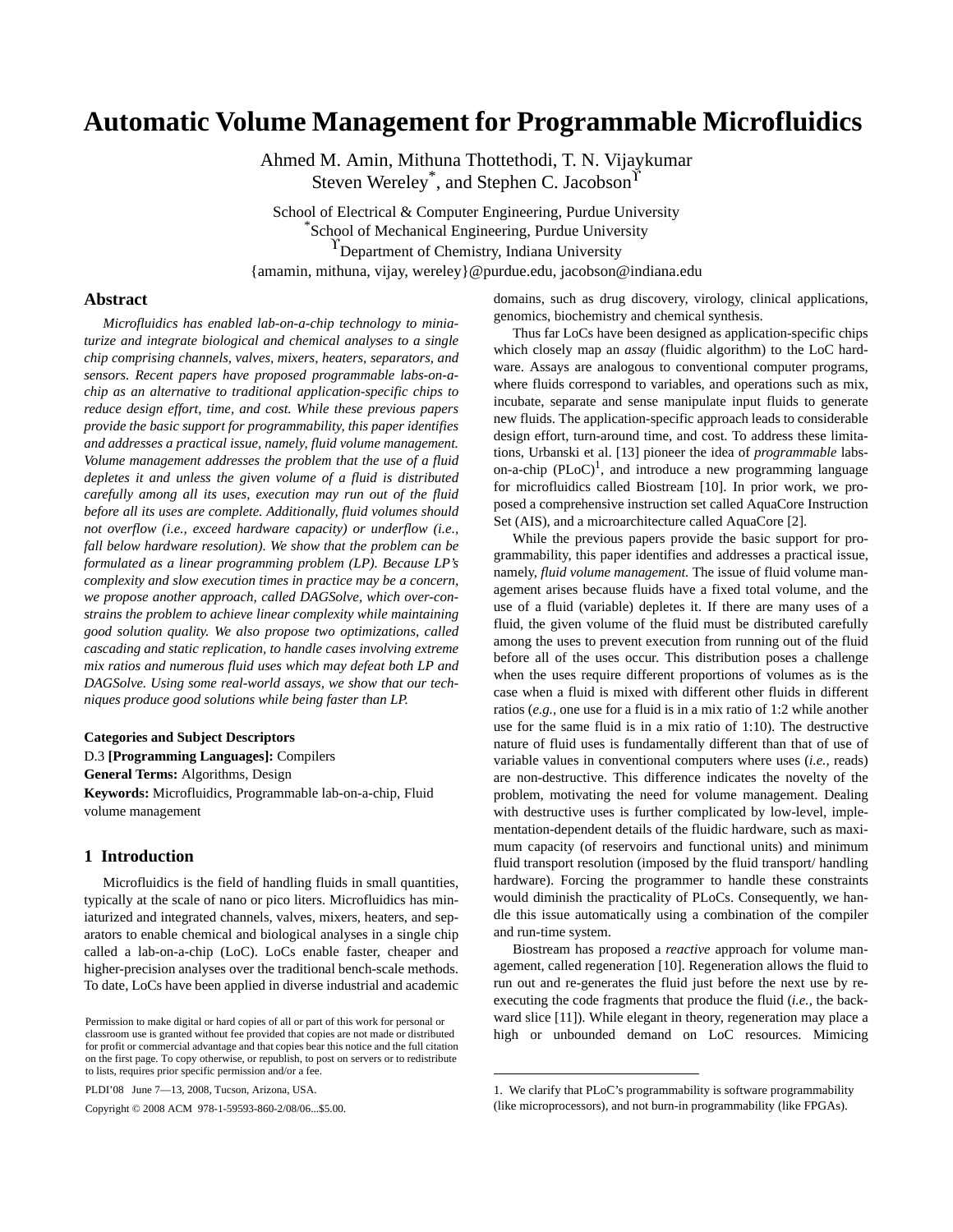# Automatic Volume Management for Programmable Microfluidics

Ahmed M. Amin, Mithuna Thottethodi, T. N. Vijaykumar
Steven Wereley[*], and Stephen C. Jacobson[ϒ]

School of Electrical & Computer Engineering, Purdue University
[*]School of Mechanical Engineering, Purdue University
[ϒ]Department of Chemistry, Indiana University
{amamin, mithuna, vijay, wereley}@purdue.edu, jacobson@indiana.edu

## Abstract

*Microfluidics has enabled lab-on-a-chip technology to miniaturize and integrate biological and chemical analyses to a single chip comprising channels, valves, mixers, heaters, separators, and sensors. Recent papers have proposed programmable labs-on-a-chip as an alternative to traditional application-specific chips to reduce design effort, time, and cost. While these previous papers provide the basic support for programmability, this paper identifies and addresses a practical issue, namely, fluid volume management. Volume management addresses the problem that the use of a fluid depletes it and unless the given volume of a fluid is distributed carefully among all its uses, execution may run out of the fluid before all its uses are complete. Additionally, fluid volumes should not overflow (i.e., exceed hardware capacity) or underflow (i.e., fall below hardware resolution). We show that the problem can be formulated as a linear programming problem (LP). Because LP's complexity and slow execution times in practice may be a concern, we propose another approach, called DAGSolve, which over-constrains the problem to achieve linear complexity while maintaining good solution quality. We also propose two optimizations, called cascading and static replication, to handle cases involving extreme mix ratios and numerous fluid uses which may defeat both LP and DAGSolve. Using some real-world assays, we show that our techniques produce good solutions while being faster than LP.*

**Categories and Subject Descriptors**
D.3 **[Programming Languages]:** Compilers
**General Terms:** Algorithms, Design
**Keywords:** Microfluidics, Programmable lab-on-a-chip, Fluid volume management

## 1 Introduction

Microfluidics is the field of handling fluids in small quantities, typically at the scale of nano or pico liters. Microfluidics has miniaturized and integrated channels, valves, mixers, heaters, and separators to enable chemical and biological analyses in a single chip called a lab-on-a-chip (LoC). LoCs enable faster, cheaper and higher-precision analyses over the traditional bench-scale methods. To date, LoCs have been applied in diverse industrial and academic domains, such as drug discovery, virology, clinical applications, genomics, biochemistry and chemical synthesis.

Thus far LoCs have been designed as application-specific chips which closely map an *assay* (fluidic algorithm) to the LoC hardware. Assays are analogous to conventional computer programs, where fluids correspond to variables, and operations such as mix, incubate, separate and sense manipulate input fluids to generate new fluids. The application-specific approach leads to considerable design effort, turn-around time, and cost. To address these limitations, Urbanski et al. [13] pioneer the idea of *programmable* labs-on-a-chip (PLoC)[1], and introduce a new programming language for microfluidics called Biostream [10]. In prior work, we proposed a comprehensive instruction set called AquaCore Instruction Set (AIS), and a microarchitecture called AquaCore [2].

While the previous papers provide the basic support for programmability, this paper identifies and addresses a practical issue, namely, *fluid volume management.* The issue of fluid volume management arises because fluids have a fixed total volume, and the use of a fluid (variable) depletes it. If there are many uses of a fluid, the given volume of the fluid must be distributed carefully among the uses to prevent execution from running out of the fluid before all of the uses occur. This distribution poses a challenge when the uses require different proportions of volumes as is the case when a fluid is mixed with different other fluids in different ratios (*e.g.*, one use for a fluid is in a mix ratio of 1:2 while another use for the same fluid is in a mix ratio of 1:10). The destructive nature of fluid uses is fundamentally different than that of use of variable values in conventional computers where uses (*i.e.*, reads) are non-destructive. This difference indicates the novelty of the problem, motivating the need for volume management. Dealing with destructive uses is further complicated by low-level, implementation-dependent details of the fluidic hardware, such as maximum capacity (of reservoirs and functional units) and minimum fluid transport resolution (imposed by the fluid transport/ handling hardware). Forcing the programmer to handle these constraints would diminish the practicality of PLoCs. Consequently, we handle this issue automatically using a combination of the compiler and run-time system.

Biostream has proposed a *reactive* approach for volume management, called regeneration [10]. Regeneration allows the fluid to run out and re-generates the fluid just before the next use by re-executing the code fragments that produce the fluid (*i.e.*, the backward slice [11]). While elegant in theory, regeneration may place a high or unbounded demand on LoC resources. Mimicing

1. We clarify that PLoC's programmability is software programmability (like microprocessors), and not burn-in programmability (like FPGAs).

Permission to make digital or hard copies of all or part of this work for personal or classroom use is granted without fee provided that copies are not made or distributed for profit or commercial advantage and that copies bear this notice and the full citation on the first page. To copy otherwise, or republish, to post on servers or to redistribute to lists, requires prior specific permission and/or a fee.

PLDI'08 June 7—13, 2008, Tucson, Arizona, USA.

Copyright © 2008 ACM 978-1-59593-860-2/08/06...$5.00.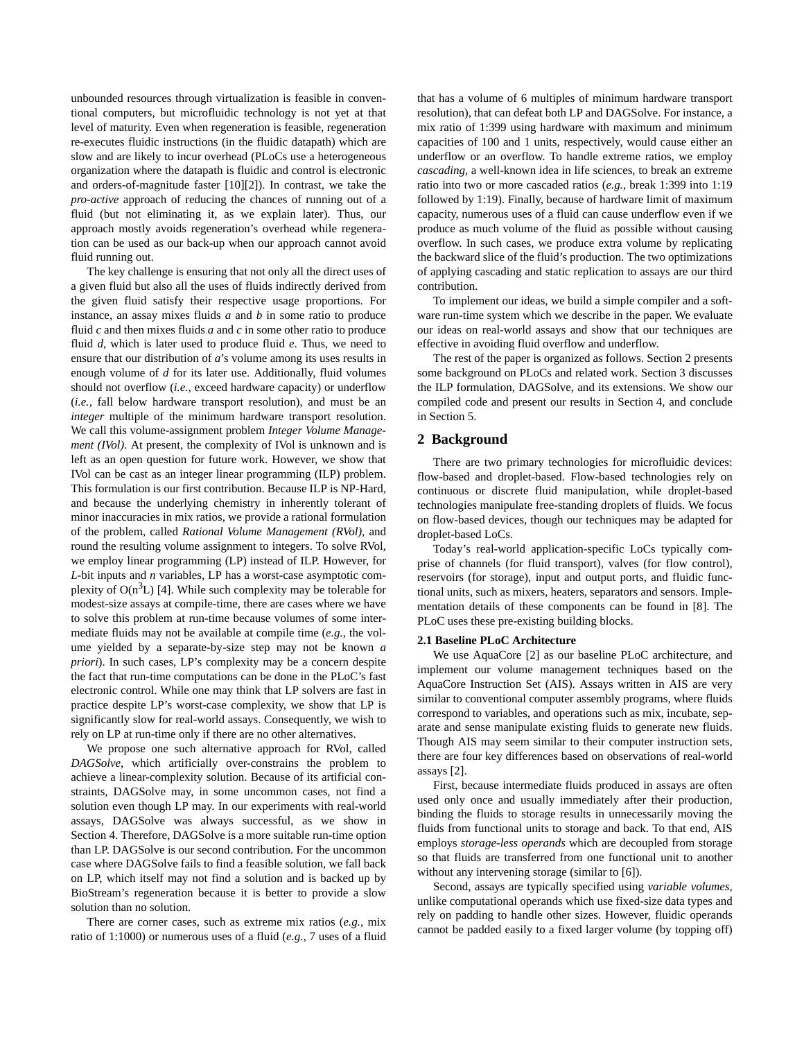unbounded resources through virtualization is feasible in conventional computers, but microfluidic technology is not yet at that level of maturity. Even when regeneration is feasible, regeneration re-executes fluidic instructions (in the fluidic datapath) which are slow and are likely to incur overhead (PLoCs use a heterogeneous organization where the datapath is fluidic and control is electronic and orders-of-magnitude faster [10][2]). In contrast, we take the *pro-active* approach of reducing the chances of running out of a fluid (but not eliminating it, as we explain later). Thus, our approach mostly avoids regeneration's overhead while regeneration can be used as our back-up when our approach cannot avoid fluid running out.

The key challenge is ensuring that not only all the direct uses of a given fluid but also all the uses of fluids indirectly derived from the given fluid satisfy their respective usage proportions. For instance, an assay mixes fluids *a* and *b* in some ratio to produce fluid *c* and then mixes fluids *a* and *c* in some other ratio to produce fluid *d*, which is later used to produce fluid *e*. Thus, we need to ensure that our distribution of *a*'s volume among its uses results in enough volume of *d* for its later use. Additionally, fluid volumes should not overflow (*i.e.,* exceed hardware capacity) or underflow (*i.e.,* fall below hardware transport resolution), and must be an *integer* multiple of the minimum hardware transport resolution. We call this volume-assignment problem *Integer Volume Management (IVol)*. At present, the complexity of IVol is unknown and is left as an open question for future work. However, we show that IVol can be cast as an integer linear programming (ILP) problem. This formulation is our first contribution. Because ILP is NP-Hard, and because the underlying chemistry in inherently tolerant of minor inaccuracies in mix ratios, we provide a rational formulation of the problem, called *Rational Volume Management (RVol)*, and round the resulting volume assignment to integers. To solve RVol, we employ linear programming (LP) instead of ILP. However, for *L*-bit inputs and *n* variables, LP has a worst-case asymptotic complexity of $O(n^3L)$ [4]. While such complexity may be tolerable for modest-size assays at compile-time, there are cases where we have to solve this problem at run-time because volumes of some intermediate fluids may not be available at compile time (*e.g.,* the volume yielded by a separate-by-size step may not be known *a priori*). In such cases, LP's complexity may be a concern despite the fact that run-time computations can be done in the PLoC's fast electronic control. While one may think that LP solvers are fast in practice despite LP's worst-case complexity, we show that LP is significantly slow for real-world assays. Consequently, we wish to rely on LP at run-time only if there are no other alternatives.

We propose one such alternative approach for RVol, called *DAGSolve*, which artificially over-constrains the problem to achieve a linear-complexity solution. Because of its artificial constraints, DAGSolve may, in some uncommon cases, not find a solution even though LP may. In our experiments with real-world assays, DAGSolve was always successful, as we show in Section 4. Therefore, DAGSolve is a more suitable run-time option than LP. DAGSolve is our second contribution. For the uncommon case where DAGSolve fails to find a feasible solution, we fall back on LP, which itself may not find a solution and is backed up by BioStream's regeneration because it is better to provide a slow solution than no solution.

There are corner cases, such as extreme mix ratios (*e.g.,* mix ratio of 1:1000) or numerous uses of a fluid (*e.g.,* 7 uses of a fluid that has a volume of 6 multiples of minimum hardware transport resolution), that can defeat both LP and DAGSolve. For instance, a mix ratio of 1:399 using hardware with maximum and minimum capacities of 100 and 1 units, respectively, would cause either an underflow or an overflow. To handle extreme ratios, we employ *cascading*, a well-known idea in life sciences, to break an extreme ratio into two or more cascaded ratios (*e.g.,* break 1:399 into 1:19 followed by 1:19). Finally, because of hardware limit of maximum capacity, numerous uses of a fluid can cause underflow even if we produce as much volume of the fluid as possible without causing overflow. In such cases, we produce extra volume by replicating the backward slice of the fluid's production. The two optimizations of applying cascading and static replication to assays are our third contribution.

To implement our ideas, we build a simple compiler and a software run-time system which we describe in the paper. We evaluate our ideas on real-world assays and show that our techniques are effective in avoiding fluid overflow and underflow.

The rest of the paper is organized as follows. Section 2 presents some background on PLoCs and related work. Section 3 discusses the ILP formulation, DAGSolve, and its extensions. We show our compiled code and present our results in Section 4, and conclude in Section 5.

## 2 Background

There are two primary technologies for microfluidic devices: flow-based and droplet-based. Flow-based technologies rely on continuous or discrete fluid manipulation, while droplet-based technologies manipulate free-standing droplets of fluids. We focus on flow-based devices, though our techniques may be adapted for droplet-based LoCs.

Today's real-world application-specific LoCs typically comprise of channels (for fluid transport), valves (for flow control), reservoirs (for storage), input and output ports, and fluidic functional units, such as mixers, heaters, separators and sensors. Implementation details of these components can be found in [8]. The PLoC uses these pre-existing building blocks.

### 2.1 Baseline PLoC Architecture

We use AquaCore [2] as our baseline PLoC architecture, and implement our volume management techniques based on the AquaCore Instruction Set (AIS). Assays written in AIS are very similar to conventional computer assembly programs, where fluids correspond to variables, and operations such as mix, incubate, separate and sense manipulate existing fluids to generate new fluids. Though AIS may seem similar to their computer instruction sets, there are four key differences based on observations of real-world assays [2].

First, because intermediate fluids produced in assays are often used only once and usually immediately after their production, binding the fluids to storage results in unnecessarily moving the fluids from functional units to storage and back. To that end, AIS employs *storage-less operands* which are decoupled from storage so that fluids are transferred from one functional unit to another without any intervening storage (similar to [6]).

Second, assays are typically specified using *variable volumes*, unlike computational operands which use fixed-size data types and rely on padding to handle other sizes. However, fluidic operands cannot be padded easily to a fixed larger volume (by topping off)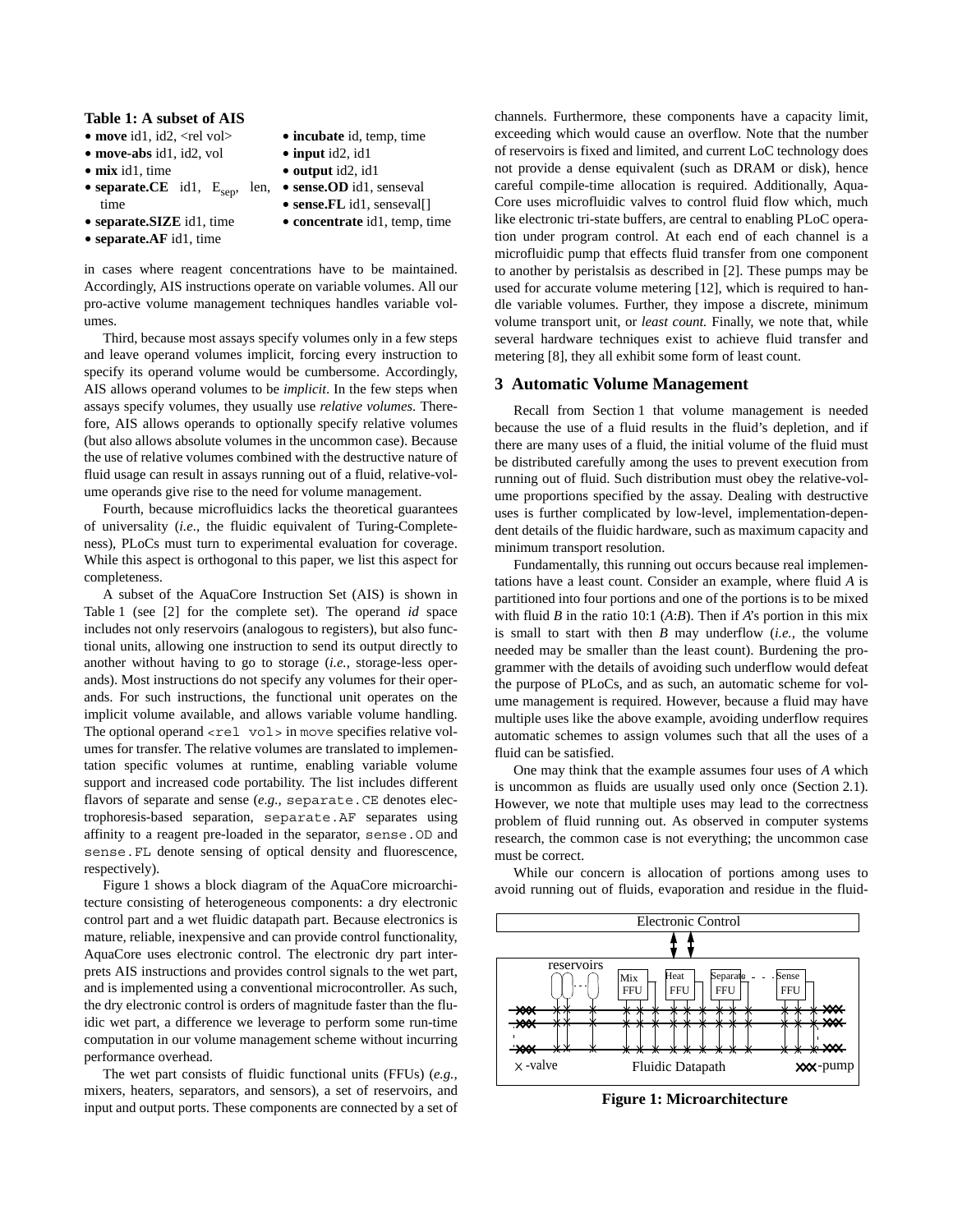**Table 1: A subset of AIS**

- **move** id1, id2, <rel vol>
- **move-abs** id1, id2, vol
- **mix** id1, time
- **separate.CE** id1, $E_{sep}$, len, time
- **separate.SIZE** id1, time
- **separate.AF** id1, time
- **incubate** id, temp, time
- **input** id2, id1
- **output** id2, id1
- **sense.OD** id1, senseval
- **sense.FL** id1, senseval[]
- **concentrate** id1, temp, time

in cases where reagent concentrations have to be maintained. Accordingly, AIS instructions operate on variable volumes. All our pro-active volume management techniques handles variable volumes.

Third, because most assays specify volumes only in a few steps and leave operand volumes implicit, forcing every instruction to specify its operand volume would be cumbersome. Accordingly, AIS allows operand volumes to be *implicit*. In the few steps when assays specify volumes, they usually use *relative volumes*. Therefore, AIS allows operands to optionally specify relative volumes (but also allows absolute volumes in the uncommon case). Because the use of relative volumes combined with the destructive nature of fluid usage can result in assays running out of a fluid, relative-volume operands give rise to the need for volume management.

Fourth, because microfluidics lacks the theoretical guarantees of universality (*i.e.*, the fluidic equivalent of Turing-Completeness), PLoCs must turn to experimental evaluation for coverage. While this aspect is orthogonal to this paper, we list this aspect for completeness.

A subset of the AquaCore Instruction Set (AIS) is shown in Table 1 (see [2] for the complete set). The operand *id* space includes not only reservoirs (analogous to registers), but also functional units, allowing one instruction to send its output directly to another without having to go to storage (*i.e.*, storage-less operands). Most instructions do not specify any volumes for their operands. For such instructions, the functional unit operates on the implicit volume available, and allows variable volume handling. The optional operand `<rel vol>` in `move` specifies relative volumes for transfer. The relative volumes are translated to implementation specific volumes at runtime, enabling variable volume support and increased code portability. The list includes different flavors of separate and sense (*e.g.*, `separate.CE` denotes electrophoresis-based separation, `separate.AF` separates using affinity to a reagent pre-loaded in the separator, `sense.OD` and `sense.FL` denote sensing of optical density and fluorescence, respectively).

Figure 1 shows a block diagram of the AquaCore microarchitecture consisting of heterogeneous components: a dry electronic control part and a wet fluidic datapath part. Because electronics is mature, reliable, inexpensive and can provide control functionality, AquaCore uses electronic control. The electronic dry part interprets AIS instructions and provides control signals to the wet part, and is implemented using a conventional microcontroller. As such, the dry electronic control is orders of magnitude faster than the fluidic wet part, a difference we leverage to perform some run-time computation in our volume management scheme without incurring performance overhead.

The wet part consists of fluidic functional units (FFUs) (*e.g.*, mixers, heaters, separators, and sensors), a set of reservoirs, and input and output ports. These components are connected by a set of channels. Furthermore, these components have a capacity limit, exceeding which would cause an overflow. Note that the number of reservoirs is fixed and limited, and current LoC technology does not provide a dense equivalent (such as DRAM or disk), hence careful compile-time allocation is required. Additionally, AquaCore uses microfluidic valves to control fluid flow which, much like electronic tri-state buffers, are central to enabling PLoC operation under program control. At each end of each channel is a microfluidic pump that effects fluid transfer from one component to another by peristalsis as described in [2]. These pumps may be used for accurate volume metering [12], which is required to handle variable volumes. Further, they impose a discrete, minimum volume transport unit, or *least count.* Finally, we note that, while several hardware techniques exist to achieve fluid transfer and metering [8], they all exhibit some form of least count.

## 3 Automatic Volume Management

Recall from Section 1 that volume management is needed because the use of a fluid results in the fluid's depletion, and if there are many uses of a fluid, the initial volume of the fluid must be distributed carefully among the uses to prevent execution from running out of fluid. Such distribution must obey the relative-volume proportions specified by the assay. Dealing with destructive uses is further complicated by low-level, implementation-dependent details of the fluidic hardware, such as maximum capacity and minimum transport resolution.

Fundamentally, this running out occurs because real implementations have a least count. Consider an example, where fluid *A* is partitioned into four portions and one of the portions is to be mixed with fluid *B* in the ratio 10:1 (*A*:*B*). Then if *A*'s portion in this mix is small to start with then *B* may underflow (*i.e.*, the volume needed may be smaller than the least count). Burdening the programmer with the details of avoiding such underflow would defeat the purpose of PLoCs, and as such, an automatic scheme for volume management is required. However, because a fluid may have multiple uses like the above example, avoiding underflow requires automatic schemes to assign volumes such that all the uses of a fluid can be satisfied.

One may think that the example assumes four uses of *A* which is uncommon as fluids are usually used only once (Section 2.1). However, we note that multiple uses may lead to the correctness problem of fluid running out. As observed in computer systems research, the common case is not everything; the uncommon case must be correct.

While our concern is allocation of portions among uses to avoid running out of fluids, evaporation and residue in the fluid-

Electronic Control

reservoirs | Mix FFU | Heat FFU | Separate FFU | Sense FFU

× -valve | Fluidic Datapath | ××× -pump

**Figure 1: Microarchitecture**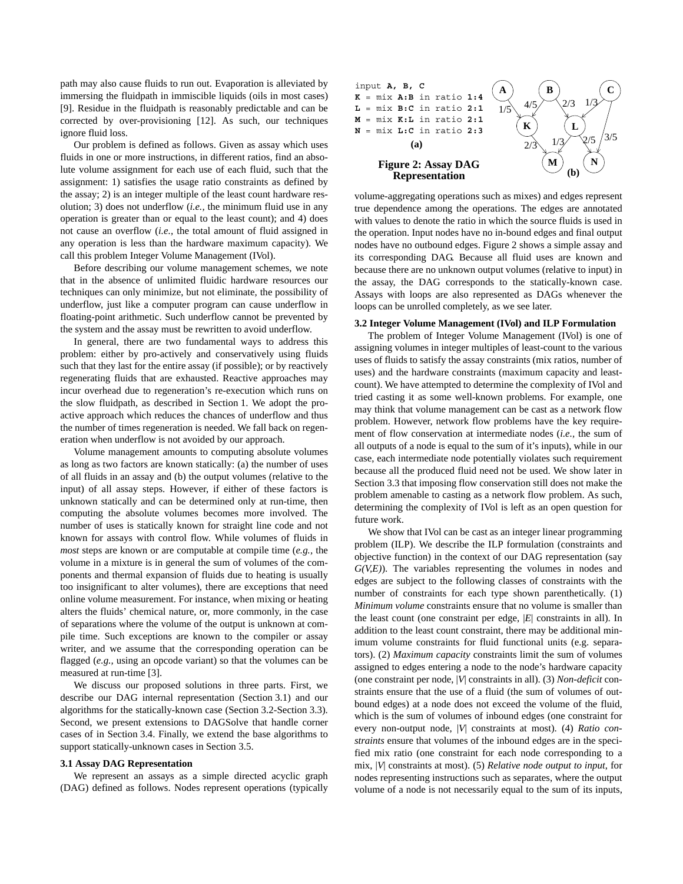path may also cause fluids to run out. Evaporation is alleviated by immersing the fluidpath in immiscible liquids (oils in most cases) [9]. Residue in the fluidpath is reasonably predictable and can be corrected by over-provisioning [12]. As such, our techniques ignore fluid loss.

Our problem is defined as follows. Given as assay which uses fluids in one or more instructions, in different ratios, find an absolute volume assignment for each use of each fluid, such that the assignment: 1) satisfies the usage ratio constraints as defined by the assay; 2) is an integer multiple of the least count hardware resolution; 3) does not underflow (*i.e.,* the minimum fluid use in any operation is greater than or equal to the least count); and 4) does not cause an overflow (*i.e.,* the total amount of fluid assigned in any operation is less than the hardware maximum capacity). We call this problem Integer Volume Management (IVol).

Before describing our volume management schemes, we note that in the absence of unlimited fluidic hardware resources our techniques can only minimize, but not eliminate, the possibility of underflow, just like a computer program can cause underflow in floating-point arithmetic. Such underflow cannot be prevented by the system and the assay must be rewritten to avoid underflow.

In general, there are two fundamental ways to address this problem: either by pro-actively and conservatively using fluids such that they last for the entire assay (if possible); or by reactively regenerating fluids that are exhausted. Reactive approaches may incur overhead due to regeneration's re-execution which runs on the slow fluidpath, as described in Section 1. We adopt the proactive approach which reduces the chances of underflow and thus the number of times regeneration is needed. We fall back on regeneration when underflow is not avoided by our approach.

Volume management amounts to computing absolute volumes as long as two factors are known statically: (a) the number of uses of all fluids in an assay and (b) the output volumes (relative to the input) of all assay steps. However, if either of these factors is unknown statically and can be determined only at run-time, then computing the absolute volumes becomes more involved. The number of uses is statically known for straight line code and not known for assays with control flow. While volumes of fluids in *most* steps are known or are computable at compile time (*e.g.,* the volume in a mixture is in general the sum of volumes of the components and thermal expansion of fluids due to heating is usually too insignificant to alter volumes), there are exceptions that need online volume measurement. For instance, when mixing or heating alters the fluids' chemical nature, or, more commonly, in the case of separations where the volume of the output is unknown at compile time. Such exceptions are known to the compiler or assay writer, and we assume that the corresponding operation can be flagged (*e.g.,* using an opcode variant) so that the volumes can be measured at run-time [3].

We discuss our proposed solutions in three parts. First, we describe our DAG internal representation (Section 3.1) and our algorithms for the statically-known case (Section 3.2-Section 3.3). Second, we present extensions to DAGSolve that handle corner cases of in Section 3.4. Finally, we extend the base algorithms to support statically-unknown cases in Section 3.5.

### 3.1 Assay DAG Representation

We represent an assays as a simple directed acyclic graph (DAG) defined as follows. Nodes represent operations (typically

```
input A, B, C
K = mix A:B in ratio 1:4
L = mix B:C in ratio 2:1
M = mix K:L in ratio 2:1
N = mix L:C in ratio 2:3
```

(a)

A
B
C
K
L
M
N
1/5
4/5
2/3
1/3
2/3
1/3
2/5
3/5
(b)

**Figure 2: Assay DAG Representation**

volume-aggregating operations such as mixes) and edges represent true dependence among the operations. The edges are annotated with values to denote the ratio in which the source fluids is used in the operation. Input nodes have no in-bound edges and final output nodes have no outbound edges. Figure 2 shows a simple assay and its corresponding DAG. Because all fluid uses are known and because there are no unknown output volumes (relative to input) in the assay, the DAG corresponds to the statically-known case. Assays with loops are also represented as DAGs whenever the loops can be unrolled completely, as we see later.

### 3.2 Integer Volume Management (IVol) and ILP Formulation

The problem of Integer Volume Management (IVol) is one of assigning volumes in integer multiples of least-count to the various uses of fluids to satisfy the assay constraints (mix ratios, number of uses) and the hardware constraints (maximum capacity and least-count). We have attempted to determine the complexity of IVol and tried casting it as some well-known problems. For example, one may think that volume management can be cast as a network flow problem. However, network flow problems have the key requirement of flow conservation at intermediate nodes (*i.e.,* the sum of all outputs of a node is equal to the sum of it's inputs), while in our case, each intermediate node potentially violates such requirement because all the produced fluid need not be used. We show later in Section 3.3 that imposing flow conservation still does not make the problem amenable to casting as a network flow problem. As such, determining the complexity of IVol is left as an open question for future work.

We show that IVol can be cast as an integer linear programming problem (ILP). We describe the ILP formulation (constraints and objective function) in the context of our DAG representation (say *G(V,E)*). The variables representing the volumes in nodes and edges are subject to the following classes of constraints with the number of constraints for each type shown parenthetically. (1) *Minimum volume* constraints ensure that no volume is smaller than the least count (one constraint per edge, |*E*| constraints in all). In addition to the least count constraint, there may be additional minimum volume constraints for fluid functional units (e.g. separators). (2) *Maximum capacity* constraints limit the sum of volumes assigned to edges entering a node to the node's hardware capacity (one constraint per node, |*V*| constraints in all). (3) *Non-deficit* constraints ensure that the use of a fluid (the sum of volumes of outbound edges) at a node does not exceed the volume of the fluid, which is the sum of volumes of inbound edges (one constraint for every non-output node, |*V*| constraints at most). (4) *Ratio constraints* ensure that volumes of the inbound edges are in the specified mix ratio (one constraint for each node corresponding to a mix, |*V*| constraints at most). (5) *Relative node output to input*, for nodes representing instructions such as separates, where the output volume of a node is not necessarily equal to the sum of its inputs,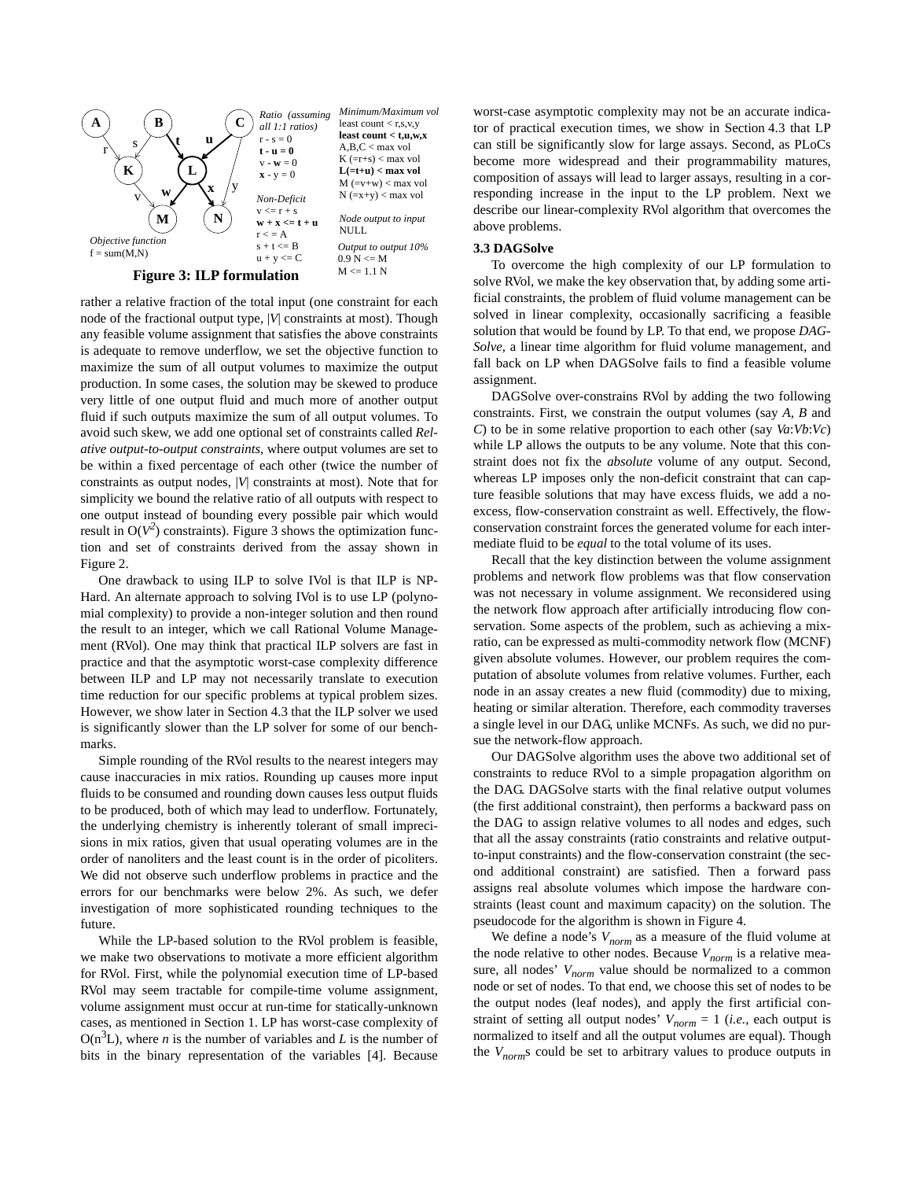**Figure 3: ILP formulation**

Objective function
f = sum(M,N)

*Ratio (assuming all 1:1 ratios)*
r - s = 0
**t - u = 0**
v - **w** = 0
**x** - y = 0

*Non-Deficit*
v <= r + s
**w + x <= t + u**
r < = A
s + t <= B
u + y <= C

*Minimum/Maximum vol*
least count < r,s,v,y
**least count < t,u,w,x**
A,B,C < max vol
K (=r+s) < max vol
**L(=t+u) < max vol**
M (=v+w) < max vol
N (=x+y) < max vol

*Node output to input*
NULL

*Output to output 10%*
0.9 N <= M
M <= 1.1 N

rather a relative fraction of the total input (one constraint for each node of the fractional output type, $|V|$ constraints at most). Though any feasible volume assignment that satisfies the above constraints is adequate to remove underflow, we set the objective function to maximize the sum of all output volumes to maximize the output production. In some cases, the solution may be skewed to produce very little of one output fluid and much more of another output fluid if such outputs maximize the sum of all output volumes. To avoid such skew, we add one optional set of constraints called *Relative output-to-output constraints*, where output volumes are set to be within a fixed percentage of each other (twice the number of constraints as output nodes, $|V|$ constraints at most). Note that for simplicity we bound the relative ratio of all outputs with respect to one output instead of bounding every possible pair which would result in $O(V^2)$ constraints). Figure 3 shows the optimization function and set of constraints derived from the assay shown in Figure 2.

One drawback to using ILP to solve IVol is that ILP is NP-Hard. An alternate approach to solving IVol is to use LP (polynomial complexity) to provide a non-integer solution and then round the result to an integer, which we call Rational Volume Management (RVol). One may think that practical ILP solvers are fast in practice and that the asymptotic worst-case complexity difference between ILP and LP may not necessarily translate to execution time reduction for our specific problems at typical problem sizes. However, we show later in Section 4.3 that the ILP solver we used is significantly slower than the LP solver for some of our benchmarks.

Simple rounding of the RVol results to the nearest integers may cause inaccuracies in mix ratios. Rounding up causes more input fluids to be consumed and rounding down causes less output fluids to be produced, both of which may lead to underflow. Fortunately, the underlying chemistry is inherently tolerant of small imprecisions in mix ratios, given that usual operating volumes are in the order of nanoliters and the least count is in the order of picoliters. We did not observe such underflow problems in practice and the errors for our benchmarks were below 2%. As such, we defer investigation of more sophisticated rounding techniques to the future.

While the LP-based solution to the RVol problem is feasible, we make two observations to motivate a more efficient algorithm for RVol. First, while the polynomial execution time of LP-based RVol may seem tractable for compile-time volume assignment, volume assignment must occur at run-time for statically-unknown cases, as mentioned in Section 1. LP has worst-case complexity of $O(n^3L)$, where $n$ is the number of variables and $L$ is the number of bits in the binary representation of the variables [4]. Because worst-case asymptotic complexity may not be an accurate indicator of practical execution times, we show in Section 4.3 that LP can still be significantly slow for large assays. Second, as PLoCs become more widespread and their programmability matures, composition of assays will lead to larger assays, resulting in a corresponding increase in the input to the LP problem. Next we describe our linear-complexity RVol algorithm that overcomes the above problems.

### 3.3 DAGSolve

To overcome the high complexity of our LP formulation to solve RVol, we make the key observation that, by adding some artificial constraints, the problem of fluid volume management can be solved in linear complexity, occasionally sacrificing a feasible solution that would be found by LP. To that end, we propose *DAGSolve*, a linear time algorithm for fluid volume management, and fall back on LP when DAGSolve fails to find a feasible volume assignment.

DAGSolve over-constrains RVol by adding the two following constraints. First, we constrain the output volumes (say *A*, *B* and *C*) to be in some relative proportion to each other (say $Va$:$Vb$:$Vc$) while LP allows the outputs to be any volume. Note that this constraint does not fix the *absolute* volume of any output. Second, whereas LP imposes only the non-deficit constraint that can capture feasible solutions that may have excess fluids, we add a no-excess, flow-conservation constraint as well. Effectively, the flow-conservation constraint forces the generated volume for each intermediate fluid to be *equal* to the total volume of its uses.

Recall that the key distinction between the volume assignment problems and network flow problems was that flow conservation was not necessary in volume assignment. We reconsidered using the network flow approach after artificially introducing flow conservation. Some aspects of the problem, such as achieving a mix-ratio, can be expressed as multi-commodity network flow (MCNF) given absolute volumes. However, our problem requires the computation of absolute volumes from relative volumes. Further, each node in an assay creates a new fluid (commodity) due to mixing, heating or similar alteration. Therefore, each commodity traverses a single level in our DAG, unlike MCNFs. As such, we did no pursue the network-flow approach.

Our DAGSolve algorithm uses the above two additional set of constraints to reduce RVol to a simple propagation algorithm on the DAG. DAGSolve starts with the final relative output volumes (the first additional constraint), then performs a backward pass on the DAG to assign relative volumes to all nodes and edges, such that all the assay constraints (ratio constraints and relative output-to-input constraints) and the flow-conservation constraint (the second additional constraint) are satisfied. Then a forward pass assigns real absolute volumes which impose the hardware constraints (least count and maximum capacity) on the solution. The pseudocode for the algorithm is shown in Figure 4.

We define a node's $V_{norm}$ as a measure of the fluid volume at the node relative to other nodes. Because $V_{norm}$ is a relative measure, all nodes' $V_{norm}$ value should be normalized to a common node or set of nodes. To that end, we choose this set of nodes to be the output nodes (leaf nodes), and apply the first artificial constraint of setting all output nodes' $V_{norm} = 1$ (*i.e.*, each output is normalized to itself and all the output volumes are equal). Though the $V_{norm}$s could be set to arbitrary values to produce outputs in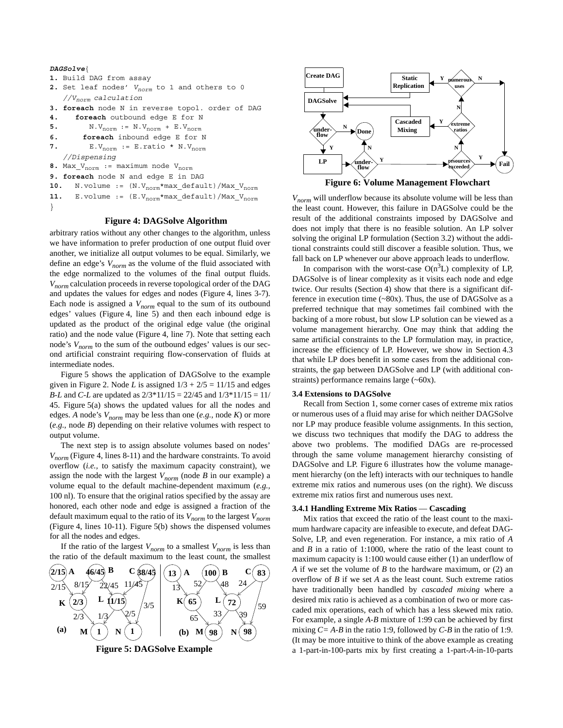```
DAGSolve{
1. Build DAG from assay
2. Set leaf nodes' V_norm to 1 and others to 0
   //V_norm calculation
3. foreach node N in reverse topol. order of DAG
4.    foreach outbound edge E for N
5.       N.V_norm := N.V_norm + E.V_norm
6.    foreach inbound edge E for N
7.       E.V_norm := E.ratio * N.V_norm
   //Dispensing
8. Max_V_norm := maximum node V_norm
9. foreach node N and edge E in DAG
10.   N.volume := (N.V_norm*max_default)/Max_V_norm
11.   E.volume := (E.V_norm*max_default)/Max_V_norm
}
```

**Figure 4: DAGSolve Algorithm**

arbitrary ratios without any other changes to the algorithm, unless we have information to prefer production of one output fluid over another, we initialize all output volumes to be equal. Similarly, we define an edge's $V_{norm}$ as the volume of the fluid associated with the edge normalized to the volumes of the final output fluids. $V_{norm}$ calculation proceeds in reverse topological order of the DAG and updates the values for edges and nodes (Figure 4, lines 3-7). Each node is assigned a $V_{norm}$ equal to the sum of its outbound edges' values (Figure 4, line 5) and then each inbound edge is updated as the product of the original edge value (the original ratio) and the node value (Figure 4, line 7). Note that setting each node's $V_{norm}$ to the sum of the outbound edges' values is our second artificial constraint requiring flow-conservation of fluids at intermediate nodes.

Figure 5 shows the application of DAGSolve to the example given in Figure 2. Node *L* is assigned 1/3 + 2/5 = 11/15 and edges *B-L* and *C-L* are updated as 2/3*11/15 = 22/45 and 1/3*11/15 = 11/45. Figure 5(a) shows the updated values for all the nodes and edges. A node's $V_{norm}$ may be less than one (*e.g.*, node *K*) or more (*e.g.*, node *B*) depending on their relative volumes with respect to output volume.

The next step is to assign absolute volumes based on nodes' $V_{norm}$ (Figure 4, lines 8-11) and the hardware constraints. To avoid overflow (*i.e.*, to satisfy the maximum capacity constraint), we assign the node with the largest $V_{norm}$ (node *B* in our example) a volume equal to the default machine-dependent maximum (*e.g.*, 100 nl). To ensure that the original ratios specified by the assay are honored, each other node and edge is assigned a fraction of the default maximum equal to the ratio of its $V_{norm}$ to the largest $V_{norm}$ (Figure 4, lines 10-11). Figure 5(b) shows the dispensed volumes for all the nodes and edges.

If the ratio of the largest $V_{norm}$ to a smallest $V_{norm}$ is less than the ratio of the default maximum to the least count, the smallest

**Figure 5: DAGSolve Example**

**Figure 6: Volume Management Flowchart**

$V_{norm}$ will underflow because its absolute volume will be less than the least count. However, this failure in DAGSolve could be the result of the additional constraints imposed by DAGSolve and does not imply that there is no feasible solution. An LP solver solving the original LP formulation (Section 3.2) without the additional constraints could still discover a feasible solution. Thus, we fall back on LP whenever our above approach leads to underflow.

In comparison with the worst-case $O(n^3L)$ complexity of LP, DAGSolve is of linear complexity as it visits each node and edge twice. Our results (Section 4) show that there is a significant difference in execution time (~80x). Thus, the use of DAGSolve as a preferred technique that may sometimes fail combined with the backing of a more robust, but slow LP solution can be viewed as a volume management hierarchy. One may think that adding the same artificial constraints to the LP formulation may, in practice, increase the efficiency of LP. However, we show in Section 4.3 that while LP does benefit in some cases from the additional constraints, the gap between DAGSolve and LP (with additional constraints) performance remains large (~60x).

### 3.4 Extensions to DAGSolve

Recall from Section 1, some corner cases of extreme mix ratios or numerous uses of a fluid may arise for which neither DAGSolve nor LP may produce feasible volume assignments. In this section, we discuss two techniques that modify the DAG to address the above two problems. The modified DAGs are re-processed through the same volume management hierarchy consisting of DAGSolve and LP. Figure 6 illustrates how the volume management hierarchy (on the left) interacts with our techniques to handle extreme mix ratios and numerous uses (on the right). We discuss extreme mix ratios first and numerous uses next.

#### 3.4.1 Handling Extreme Mix Ratios — Cascading

Mix ratios that exceed the ratio of the least count to the maximum hardware capacity are infeasible to execute, and defeat DAGSolve, LP, and even regeneration. For instance, a mix ratio of *A* and *B* in a ratio of 1:1000, where the ratio of the least count to maximum capacity is 1:100 would cause either (1) an underflow of *A* if we set the volume of *B* to the hardware maximum, or (2) an overflow of *B* if we set *A* as the least count. Such extreme ratios have traditionally been handled by *cascaded mixing* where a desired mix ratio is achieved as a combination of two or more cascaded mix operations, each of which has a less skewed mix ratio. For example, a single *A-B* mixture of 1:99 can be achieved by first mixing *C*= *A-B* in the ratio 1:9, followed by *C-B* in the ratio of 1:9. (It may be more intuitive to think of the above example as creating a 1-part-in-100-parts mix by first creating a 1-part-*A*-in-10-parts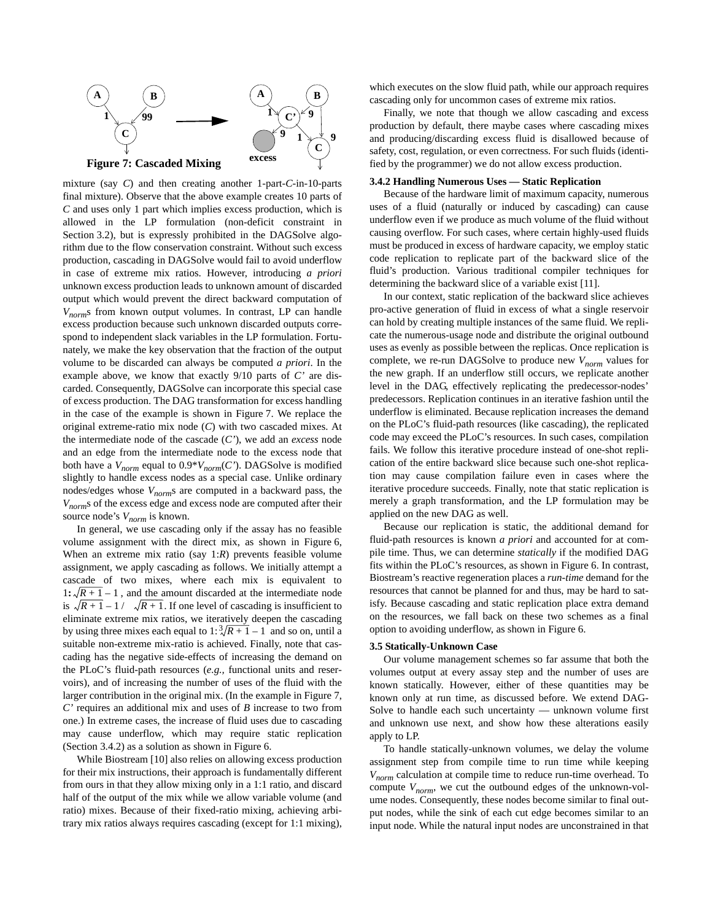A  B
1  99
C

A  B
1  C'  9
9  1  9
C
excess

**Figure 7: Cascaded Mixing**

mixture (say *C*) and then creating another 1-part-*C*-in-10-parts final mixture). Observe that the above example creates 10 parts of *C* and uses only 1 part which implies excess production, which is allowed in the LP formulation (non-deficit constraint in Section 3.2), but is expressly prohibited in the DAGSolve algorithm due to the flow conservation constraint. Without such excess production, cascading in DAGSolve would fail to avoid underflow in case of extreme mix ratios. However, introducing *a priori* unknown excess production leads to unknown amount of discarded output which would prevent the direct backward computation of $V_{norm}$s from known output volumes. In contrast, LP can handle excess production because such unknown discarded outputs correspond to independent slack variables in the LP formulation. Fortunately, we make the key observation that the fraction of the output volume to be discarded can always be computed *a priori*. In the example above, we know that exactly 9/10 parts of *C'* are discarded. Consequently, DAGSolve can incorporate this special case of excess production. The DAG transformation for excess handling in the case of the example is shown in Figure 7. We replace the original extreme-ratio mix node (*C*) with two cascaded mixes. At the intermediate node of the cascade (*C'*), we add an *excess* node and an edge from the intermediate node to the excess node that both have a $V_{norm}$ equal to $0.9*V_{norm}(C')$. DAGSolve is modified slightly to handle excess nodes as a special case. Unlike ordinary nodes/edges whose $V_{norm}$s are computed in a backward pass, the $V_{norm}$s of the excess edge and excess node are computed after their source node's $V_{norm}$ is known.

In general, we use cascading only if the assay has no feasible volume assignment with the direct mix, as shown in Figure 6, When an extreme mix ratio (say 1:*R*) prevents feasible volume assignment, we apply cascading as follows. We initially attempt a cascade of two mixes, where each mix is equivalent to $1 : \sqrt{R+1} - 1$, and the amount discarded at the intermediate node is $\sqrt{R+1} - 1 / \sqrt{R+1}$. If one level of cascading is insufficient to eliminate extreme mix ratios, we iteratively deepen the cascading by using three mixes each equal to $1 : \sqrt[3]{R+1} - 1$ and so on, until a suitable non-extreme mix-ratio is achieved. Finally, note that cascading has the negative side-effects of increasing the demand on the PLoC's fluid-path resources (*e.g.,* functional units and reservoirs), and of increasing the number of uses of the fluid with the larger contribution in the original mix. (In the example in Figure 7, *C'* requires an additional mix and uses of *B* increase to two from one.) In extreme cases, the increase of fluid uses due to cascading may cause underflow, which may require static replication (Section 3.4.2) as a solution as shown in Figure 6.

While Biostream [10] also relies on allowing excess production for their mix instructions, their approach is fundamentally different from ours in that they allow mixing only in a 1:1 ratio, and discard half of the output of the mix while we allow variable volume (and ratio) mixes. Because of their fixed-ratio mixing, achieving arbitrary mix ratios always requires cascading (except for 1:1 mixing), which executes on the slow fluid path, while our approach requires cascading only for uncommon cases of extreme mix ratios.

Finally, we note that though we allow cascading and excess production by default, there maybe cases where cascading mixes and producing/discarding excess fluid is disallowed because of safety, cost, regulation, or even correctness. For such fluids (identified by the programmer) we do not allow excess production.

#### 3.4.2 Handling Numerous Uses — Static Replication

Because of the hardware limit of maximum capacity, numerous uses of a fluid (naturally or induced by cascading) can cause underflow even if we produce as much volume of the fluid without causing overflow. For such cases, where certain highly-used fluids must be produced in excess of hardware capacity, we employ static code replication to replicate part of the backward slice of the fluid's production. Various traditional compiler techniques for determining the backward slice of a variable exist [11].

In our context, static replication of the backward slice achieves pro-active generation of fluid in excess of what a single reservoir can hold by creating multiple instances of the same fluid. We replicate the numerous-usage node and distribute the original outbound uses as evenly as possible between the replicas. Once replication is complete, we re-run DAGSolve to produce new $V_{norm}$ values for the new graph. If an underflow still occurs, we replicate another level in the DAG, effectively replicating the predecessor-nodes' predecessors. Replication continues in an iterative fashion until the underflow is eliminated. Because replication increases the demand on the PLoC's fluid-path resources (like cascading), the replicated code may exceed the PLoC's resources. In such cases, compilation fails. We follow this iterative procedure instead of one-shot replication of the entire backward slice because such one-shot replication may cause compilation failure even in cases where the iterative procedure succeeds. Finally, note that static replication is merely a graph transformation, and the LP formulation may be applied on the new DAG as well.

Because our replication is static, the additional demand for fluid-path resources is known *a priori* and accounted for at compile time. Thus, we can determine *statically* if the modified DAG fits within the PLoC's resources, as shown in Figure 6. In contrast, Biostream's reactive regeneration places a *run-time* demand for the resources that cannot be planned for and thus, may be hard to satisfy. Because cascading and static replication place extra demand on the resources, we fall back on these two schemes as a final option to avoiding underflow, as shown in Figure 6.

### 3.5 Statically-Unknown Case

Our volume management schemes so far assume that both the volumes output at every assay step and the number of uses are known statically. However, either of these quantities may be known only at run time, as discussed before. We extend DAGSolve to handle each such uncertainty — unknown volume first and unknown use next, and show how these alterations easily apply to LP.

To handle statically-unknown volumes, we delay the volume assignment step from compile time to run time while keeping $V_{norm}$ calculation at compile time to reduce run-time overhead. To compute $V_{norm}$, we cut the outbound edges of the unknown-volume nodes. Consequently, these nodes become similar to final output nodes, while the sink of each cut edge becomes similar to an input node. While the natural input nodes are unconstrained in that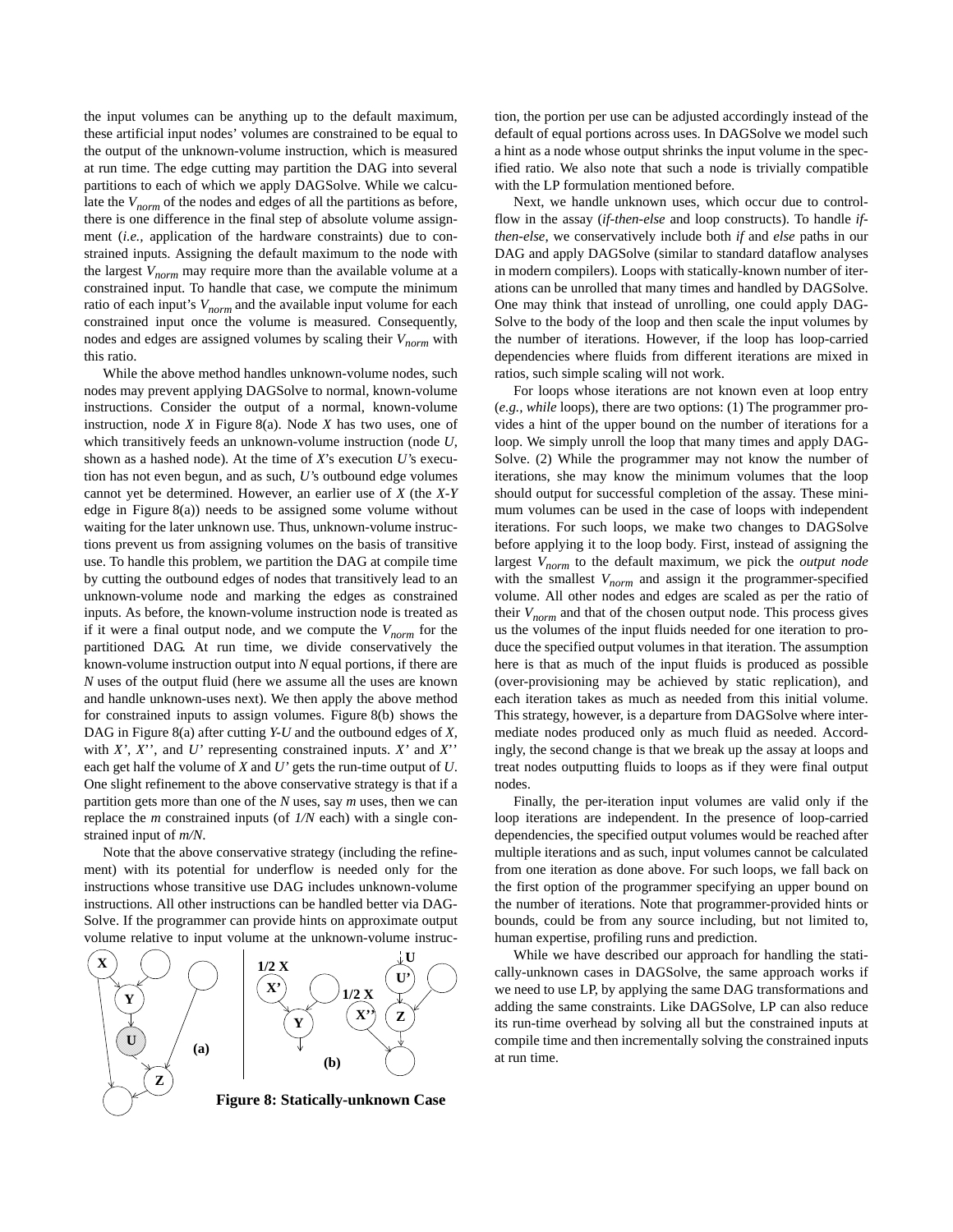the input volumes can be anything up to the default maximum, these artificial input nodes' volumes are constrained to be equal to the output of the unknown-volume instruction, which is measured at run time. The edge cutting may partition the DAG into several partitions to each of which we apply DAGSolve. While we calculate the $V_{norm}$ of the nodes and edges of all the partitions as before, there is one difference in the final step of absolute volume assignment (*i.e.*, application of the hardware constraints) due to constrained inputs. Assigning the default maximum to the node with the largest $V_{norm}$ may require more than the available volume at a constrained input. To handle that case, we compute the minimum ratio of each input's $V_{norm}$ and the available input volume for each constrained input once the volume is measured. Consequently, nodes and edges are assigned volumes by scaling their $V_{norm}$ with this ratio.

While the above method handles unknown-volume nodes, such nodes may prevent applying DAGSolve to normal, known-volume instructions. Consider the output of a normal, known-volume instruction, node *X* in Figure 8(a). Node *X* has two uses, one of which transitively feeds an unknown-volume instruction (node *U*, shown as a hashed node). At the time of *X*'s execution *U*'s execution has not even begun, and as such, *U*'s outbound edge volumes cannot yet be determined. However, an earlier use of *X* (the *X-Y* edge in Figure 8(a)) needs to be assigned some volume without waiting for the later unknown use. Thus, unknown-volume instructions prevent us from assigning volumes on the basis of transitive use. To handle this problem, we partition the DAG at compile time by cutting the outbound edges of nodes that transitively lead to an unknown-volume node and marking the edges as constrained inputs. As before, the known-volume instruction node is treated as if it were a final output node, and we compute the $V_{norm}$ for the partitioned DAG. At run time, we divide conservatively the known-volume instruction output into *N* equal portions, if there are *N* uses of the output fluid (here we assume all the uses are known and handle unknown-uses next). We then apply the above method for constrained inputs to assign volumes. Figure 8(b) shows the DAG in Figure 8(a) after cutting *Y-U* and the outbound edges of *X*, with *X'*, *X''*, and *U'* representing constrained inputs. *X'* and *X''* each get half the volume of *X* and *U'* gets the run-time output of *U*. One slight refinement to the above conservative strategy is that if a partition gets more than one of the *N* uses, say *m* uses, then we can replace the *m* constrained inputs (of *1/N* each) with a single constrained input of *m/N*.

Note that the above conservative strategy (including the refinement) with its potential for underflow is needed only for the instructions whose transitive use DAG includes unknown-volume instructions. All other instructions can be handled better via DAGSolve. If the programmer can provide hints on approximate output volume relative to input volume at the unknown-volume instruction, the portion per use can be adjusted accordingly instead of the default of equal portions across uses. In DAGSolve we model such a hint as a node whose output shrinks the input volume in the specified ratio. We also note that such a node is trivially compatible with the LP formulation mentioned before.

**Figure 8: Statically-unknown Case**

Next, we handle unknown uses, which occur due to control-flow in the assay (*if-then-else* and loop constructs). To handle *if-then-else*, we conservatively include both *if* and *else* paths in our DAG and apply DAGSolve (similar to standard dataflow analyses in modern compilers). Loops with statically-known number of iterations can be unrolled that many times and handled by DAGSolve. One may think that instead of unrolling, one could apply DAGSolve to the body of the loop and then scale the input volumes by the number of iterations. However, if the loop has loop-carried dependencies where fluids from different iterations are mixed in ratios, such simple scaling will not work.

For loops whose iterations are not known even at loop entry (*e.g., while* loops), there are two options: (1) The programmer provides a hint of the upper bound on the number of iterations for a loop. We simply unroll the loop that many times and apply DAGSolve. (2) While the programmer may not know the number of iterations, she may know the minimum volumes that the loop should output for successful completion of the assay. These minimum volumes can be used in the case of loops with independent iterations. For such loops, we make two changes to DAGSolve before applying it to the loop body. First, instead of assigning the largest $V_{norm}$ to the default maximum, we pick the *output node* with the smallest $V_{norm}$ and assign it the programmer-specified volume. All other nodes and edges are scaled as per the ratio of their $V_{norm}$ and that of the chosen output node. This process gives us the volumes of the input fluids needed for one iteration to produce the specified output volumes in that iteration. The assumption here is that as much of the input fluids is produced as possible (over-provisioning may be achieved by static replication), and each iteration takes as much as needed from this initial volume. This strategy, however, is a departure from DAGSolve where intermediate nodes produced only as much fluid as needed. Accordingly, the second change is that we break up the assay at loops and treat nodes outputting fluids to loops as if they were final output nodes.

Finally, the per-iteration input volumes are valid only if the loop iterations are independent. In the presence of loop-carried dependencies, the specified output volumes would be reached after multiple iterations and as such, input volumes cannot be calculated from one iteration as done above. For such loops, we fall back on the first option of the programmer specifying an upper bound on the number of iterations. Note that programmer-provided hints or bounds, could be from any source including, but not limited to, human expertise, profiling runs and prediction.

While we have described our approach for handling the statically-unknown cases in DAGSolve, the same approach works if we need to use LP, by applying the same DAG transformations and adding the same constraints. Like DAGSolve, LP can also reduce its run-time overhead by solving all but the constrained inputs at compile time and then incrementally solving the constrained inputs at run time.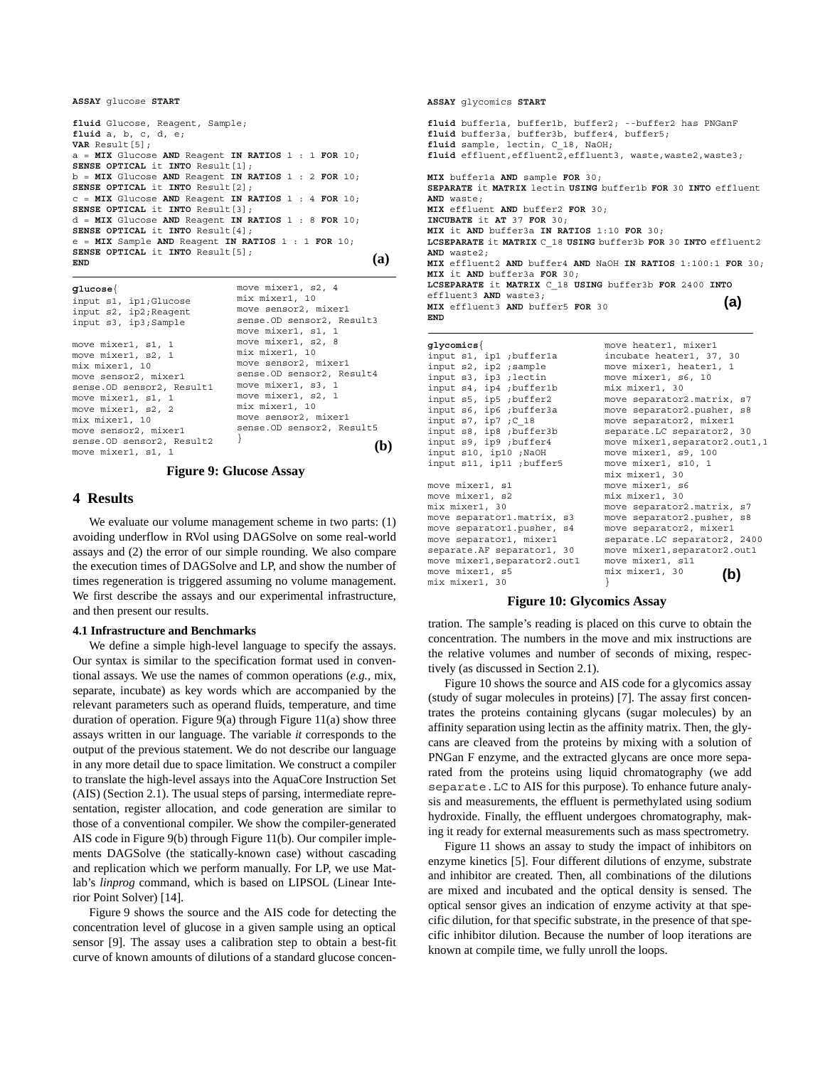```
ASSAY glucose START

fluid Glucose, Reagent, Sample;
fluid a, b, c, d, e;
VAR Result[5];
a = MIX Glucose AND Reagent IN RATIOS 1 : 1 FOR 10;
SENSE OPTICAL it INTO Result[1];
b = MIX Glucose AND Reagent IN RATIOS 1 : 2 FOR 10;
SENSE OPTICAL it INTO Result[2];
c = MIX Glucose AND Reagent IN RATIOS 1 : 4 FOR 10;
SENSE OPTICAL it INTO Result[3];
d = MIX Glucose AND Reagent IN RATIOS 1 : 8 FOR 10;
SENSE OPTICAL it INTO Result[4];
e = MIX Sample AND Reagent IN RATIOS 1 : 1 FOR 10;
SENSE OPTICAL it INTO Result[5];
END
```

(a)

```
glucose{
input s1, ip1;Glucose
input s2, ip2;Reagent
input s3, ip3;Sample

move mixer1, s1, 1
move mixer1, s2, 1
mix mixer1, 10
move sensor2, mixer1
sense.OD sensor2, Result1
move mixer1, s1, 1
move mixer1, s2, 2
mix mixer1, 10
move sensor2, mixer1
sense.OD sensor2, Result2
move mixer1, s1, 1
move mixer1, s2, 4
mix mixer1, 10
move sensor2, mixer1
sense.OD sensor2, Result3
move mixer1, s1, 1
move mixer1, s2, 8
mix mixer1, 10
move sensor2, mixer1
sense.OD sensor2, Result4
move mixer1, s3, 1
move mixer1, s2, 1
mix mixer1, 10
move sensor2, mixer1
sense.OD sensor2, Result5
}
```

(b)

**Figure 9: Glucose Assay**

## 4 Results

We evaluate our volume management scheme in two parts: (1) avoiding underflow in RVol using DAGSolve on some real-world assays and (2) the error of our simple rounding. We also compare the execution times of DAGSolve and LP, and show the number of times regeneration is triggered assuming no volume management. We first describe the assays and our experimental infrastructure, and then present our results.

### 4.1 Infrastructure and Benchmarks

We define a simple high-level language to specify the assays. Our syntax is similar to the specification format used in conventional assays. We use the names of common operations (*e.g.*, mix, separate, incubate) as key words which are accompanied by the relevant parameters such as operand fluids, temperature, and time duration of operation. Figure 9(a) through Figure 11(a) show three assays written in our language. The variable *it* corresponds to the output of the previous statement. We do not describe our language in any more detail due to space limitation. We construct a compiler to translate the high-level assays into the AquaCore Instruction Set (AIS) (Section 2.1). The usual steps of parsing, intermediate representation, register allocation, and code generation are similar to those of a conventional compiler. We show the compiler-generated AIS code in Figure 9(b) through Figure 11(b). Our compiler implements DAGSolve (the statically-known case) without cascading and replication which we perform manually. For LP, we use Matlab's *linprog* command, which is based on LIPSOL (Linear Interior Point Solver) [14].

Figure 9 shows the source and the AIS code for detecting the concentration level of glucose in a given sample using an optical sensor [9]. The assay uses a calibration step to obtain a best-fit curve of known amounts of dilutions of a standard glucose concentration. The sample's reading is placed on this curve to obtain the concentration. The numbers in the move and mix instructions are the relative volumes and number of seconds of mixing, respectively (as discussed in Section 2.1).

```
ASSAY glycomics START

fluid buffer1a, buffer1b, buffer2; --buffer2 has PNGanF
fluid buffer3a, buffer3b, buffer4, buffer5;
fluid sample, lectin, C_18, NaOH;
fluid effluent,effluent2,effluent3, waste,waste2,waste3;

MIX buffer1a AND sample FOR 30;
SEPARATE it MATRIX lectin USING buffer1b FOR 30 INTO effluent
AND waste;
MIX effluent AND buffer2 FOR 30;
INCUBATE it AT 37 FOR 30;
MIX it AND buffer3a IN RATIOS 1:10 FOR 30;
LCSEPARATE it MATRIX C_18 USING buffer3b FOR 30 INTO effluent2
AND waste2;
MIX effluent2 AND buffer4 AND NaOH IN RATIOS 1:100:1 FOR 30;
MIX it AND buffer3a FOR 30;
LCSEPARATE it MATRIX C_18 USING buffer3b FOR 2400 INTO
effluent3 AND waste3;
MIX effluent3 AND buffer5 FOR 30
END
```

(a)

```
glycomics{
input s1, ip1 ;buffer1a
input s2, ip2 ;sample
input s3, ip3 ;lectin
input s4, ip4 ;buffer1b
input s5, ip5 ;buffer2
input s6, ip6 ;buffer3a
input s7, ip7 ;C_18
input s8, ip8 ;buffer3b
input s9, ip9 ;buffer4
input s10, ip10 ;NaOH
input s11, ip11 ;buffer5

move mixer1, s1
move mixer1, s2
mix mixer1, 30
move separator1.matrix, s3
move separator1.pusher, s4
move separator1, mixer1
separate.AF separator1, 30
move mixer1,separator2.out1
move mixer1, s5
mix mixer1, 30
move heater1, mixer1
incubate heater1, 37, 30
move mixer1, heater1, 1
move mixer1, s6, 10
mix mixer1, 30
move separator2.matrix, s7
move separator2.pusher, s8
move separator2, mixer1
separate.LC separator2, 30
move mixer1,separator2.out1,1
move mixer1, s9, 100
move mixer1, s10, 1
mix mixer1, 30
move mixer1, s6
mix mixer1, 30
move separator2.matrix, s7
move separator2.pusher, s8
move separator2, mixer1
separate.LC separator2, 2400
move mixer1,separator2.out1
move mixer1, s11
mix mixer1, 30
}
```

(b)

**Figure 10: Glycomics Assay**

Figure 10 shows the source and AIS code for a glycomics assay (study of sugar molecules in proteins) [7]. The assay first concentrates the proteins containing glycans (sugar molecules) by an affinity separation using lectin as the affinity matrix. Then, the glycans are cleaved from the proteins by mixing with a solution of PNGan F enzyme, and the extracted glycans are once more separated from the proteins using liquid chromatography (we add `separate.LC` to AIS for this purpose). To enhance future analysis and measurements, the effluent is permethylated using sodium hydroxide. Finally, the effluent undergoes chromatography, making it ready for external measurements such as mass spectrometry.

Figure 11 shows an assay to study the impact of inhibitors on enzyme kinetics [5]. Four different dilutions of enzyme, substrate and inhibitor are created. Then, all combinations of the dilutions are mixed and incubated and the optical density is sensed. The optical sensor gives an indication of enzyme activity at that specific dilution, for that specific substrate, in the presence of that specific inhibitor dilution. Because the number of loop iterations are known at compile time, we fully unroll the loops.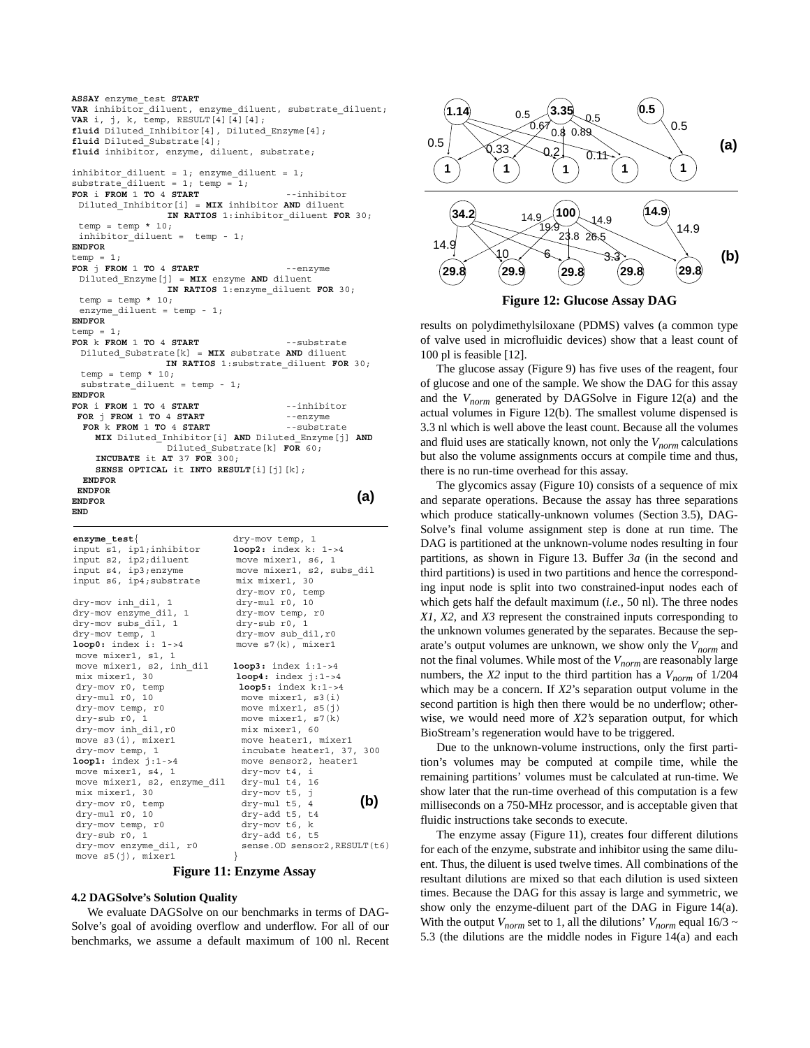```
ASSAY enzyme_test START
VAR inhibitor_diluent, enzyme_diluent, substrate_diluent;
VAR i, j, k, temp, RESULT[4][4][4];
fluid Diluted_Inhibitor[4], Diluted_Enzyme[4];
fluid Diluted_Substrate[4];
fluid inhibitor, enzyme, diluent, substrate;

inhibitor_diluent = 1; enzyme_diluent = 1;
substrate_diluent = 1; temp = 1;
FOR i FROM 1 TO 4 START                --inhibitor
 Diluted_Inhibitor[i] = MIX inhibitor AND diluent
                IN RATIOS 1:inhibitor_diluent FOR 30;
 temp = temp * 10;
 inhibitor_diluent =  temp - 1;
ENDFOR
temp = 1;
FOR j FROM 1 TO 4 START                --enzyme
 Diluted_Enzyme[j] = MIX enzyme AND diluent
                IN RATIOS 1:enzyme_diluent FOR 30;
 temp = temp * 10;
 enzyme_diluent = temp - 1;
ENDFOR
temp = 1;
FOR k FROM 1 TO 4 START                --substrate
 Diluted_Substrate[k] = MIX substrate AND diluent
                IN RATIOS 1:substrate_diluent FOR 30;
 temp = temp * 10;
 substrate_diluent = temp - 1;
ENDFOR
FOR i FROM 1 TO 4 START                --inhibitor
 FOR j FROM 1 TO 4 START               --enzyme
  FOR k FROM 1 TO 4 START              --substrate
   MIX Diluted_Inhibitor[i] AND Diluted_Enzyme[j] AND
              Diluted_Substrate[k] FOR 60;
   INCUBATE it AT 37 FOR 300;
   SENSE OPTICAL it INTO RESULT[i][j][k];
  ENDFOR
 ENDFOR
ENDFOR
END
```

(a)

```
enzyme_test{                    dry-mov temp, 1
input s1, ip1;inhibitor         loop2: index k: 1->4
input s2, ip2;diluent            move mixer1, s6, 1
input s4, ip3;enzyme             move mixer1, s2, subs_dil
input s6, ip4;substrate          mix mixer1, 30
                                 dry-mov r0, temp
dry-mov inh_dil, 1               dry-mul r0, 10
dry-mov enzyme_dil, 1            dry-mov temp, r0
dry-mov subs_dil, 1              dry-sub r0, 1
dry-mov temp, 1                  dry-mov sub_dil,r0
loop0: index i: 1->4             move s7(k), mixer1
 move mixer1, s1, 1
 move mixer1, s2, inh_dil       loop3: index i:1->4
 mix mixer1, 30                  loop4: index j:1->4
 dry-mov r0, temp                 loop5: index k:1->4
 dry-mul r0, 10                   move mixer1, s3(i)
 dry-mov temp, r0                 move mixer1, s5(j)
 dry-sub r0, 1                    move mixer1, s7(k)
 dry-mov inh_dil,r0               mix mixer1, 60
 move s3(i), mixer1               move heater1, mixer1
 dry-mov temp, 1                  incubate heater1, 37, 300
loop1: index j:1->4               move sensor2, heater1
 move mixer1, s4, 1               dry-mov t4, i
 move mixer1, s2, enzyme_dil      dry-mul t4, 16
 mix mixer1, 30                   dry-mov t5, j
 dry-mov r0, temp                 dry-mul t5, 4
 dry-mul r0, 10                   dry-add t5, t4
 dry-mov temp, r0                 dry-mov t6, k
 dry-sub r0, 1                    dry-add t6, t5
 dry-mov enzyme_dil, r0           sense.OD sensor2,RESULT(t6)
 move s5(j), mixer1             }
```

(b)

**Figure 11: Enzyme Assay**

### 4.2 DAGSolve's Solution Quality

We evaluate DAGSolve on our benchmarks in terms of DAGSolve's goal of avoiding overflow and underflow. For all of our benchmarks, we assume a default maximum of 100 nl. Recent results on polydimethylsiloxane (PDMS) valves (a common type of valve used in microfluidic devices) show that a least count of 100 pl is feasible [12].

**Figure 12: Glucose Assay DAG**

The glucose assay (Figure 9) has five uses of the reagent, four of glucose and one of the sample. We show the DAG for this assay and the $V_{norm}$ generated by DAGSolve in Figure 12(a) and the actual volumes in Figure 12(b). The smallest volume dispensed is 3.3 nl which is well above the least count. Because all the volumes and fluid uses are statically known, not only the $V_{norm}$ calculations but also the volume assignments occurs at compile time and thus, there is no run-time overhead for this assay.

The glycomics assay (Figure 10) consists of a sequence of mix and separate operations. Because the assay has three separations which produce statically-unknown volumes (Section 3.5), DAGSolve's final volume assignment step is done at run time. The DAG is partitioned at the unknown-volume nodes resulting in four partitions, as shown in Figure 13. Buffer *3a* (in the second and third partitions) is used in two partitions and hence the corresponding input node is split into two constrained-input nodes each of which gets half the default maximum (*i.e.*, 50 nl). The three nodes *X1*, *X2*, and *X3* represent the constrained inputs corresponding to the unknown volumes generated by the separates. Because the separate's output volumes are unknown, we show only the $V_{norm}$ and not the final volumes. While most of the $V_{norm}$ are reasonably large numbers, the *X2* input to the third partition has a $V_{norm}$ of 1/204 which may be a concern. If *X2*'s separation output volume in the second partition is high then there would be no underflow; otherwise, we would need more of *X2's* separation output, for which BioStream's regeneration would have to be triggered.

Due to the unknown-volume instructions, only the first partition's volumes may be computed at compile time, while the remaining partitions' volumes must be calculated at run-time. We show later that the run-time overhead of this computation is a few milliseconds on a 750-MHz processor, and is acceptable given that fluidic instructions take seconds to execute.

The enzyme assay (Figure 11), creates four different dilutions for each of the enzyme, substrate and inhibitor using the same diluent. Thus, the diluent is used twelve times. All combinations of the resultant dilutions are mixed so that each dilution is used sixteen times. Because the DAG for this assay is large and symmetric, we show only the enzyme-diluent part of the DAG in Figure 14(a). With the output $V_{norm}$ set to 1, all the dilutions' $V_{norm}$ equal 16/3 ~ 5.3 (the dilutions are the middle nodes in Figure 14(a) and each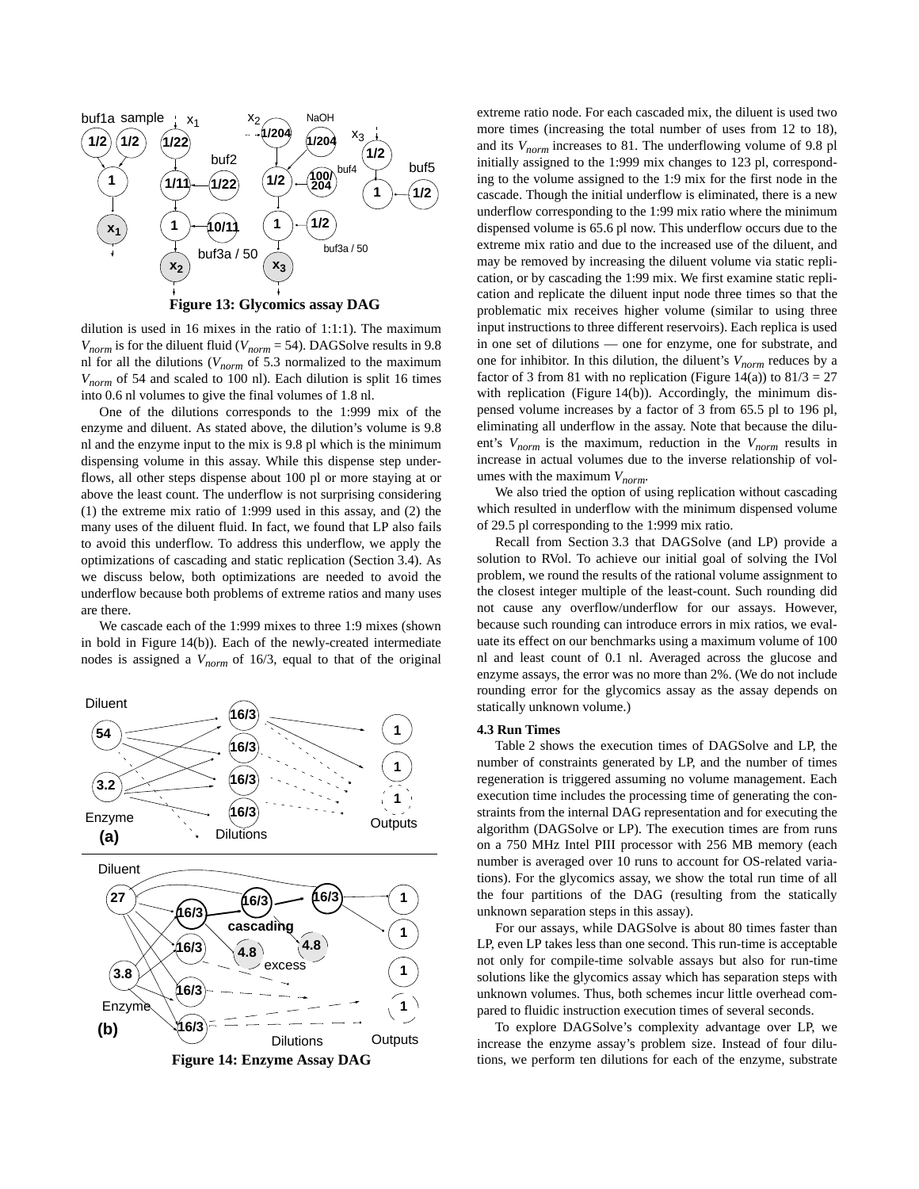Figure 13: Glycomics assay DAG

dilution is used in 16 mixes in the ratio of 1:1:1). The maximum $V_{norm}$ is for the diluent fluid ($V_{norm}$ = 54). DAGSolve results in 9.8 nl for all the dilutions ($V_{norm}$ of 5.3 normalized to the maximum $V_{norm}$ of 54 and scaled to 100 nl). Each dilution is split 16 times into 0.6 nl volumes to give the final volumes of 1.8 nl.

One of the dilutions corresponds to the 1:999 mix of the enzyme and diluent. As stated above, the dilution's volume is 9.8 nl and the enzyme input to the mix is 9.8 pl which is the minimum dispensing volume in this assay. While this dispense step underflows, all other steps dispense about 100 pl or more staying at or above the least count. The underflow is not surprising considering (1) the extreme mix ratio of 1:999 used in this assay, and (2) the many uses of the diluent fluid. In fact, we found that LP also fails to avoid this underflow. To address this underflow, we apply the optimizations of cascading and static replication (Section 3.4). As we discuss below, both optimizations are needed to avoid the underflow because both problems of extreme ratios and many uses are there.

We cascade each of the 1:999 mixes to three 1:9 mixes (shown in bold in Figure 14(b)). Each of the newly-created intermediate nodes is assigned a $V_{norm}$ of 16/3, equal to that of the original extreme ratio node. For each cascaded mix, the diluent is used two more times (increasing the total number of uses from 12 to 18), and its $V_{norm}$ increases to 81. The underflowing volume of 9.8 pl initially assigned to the 1:999 mix changes to 123 pl, corresponding to the volume assigned to the 1:9 mix for the first node in the cascade. Though the initial underflow is eliminated, there is a new underflow corresponding to the 1:99 mix ratio where the minimum dispensed volume is 65.6 pl now. This underflow occurs due to the extreme mix ratio and due to the increased use of the diluent, and may be removed by increasing the diluent volume via static replication, or by cascading the 1:99 mix. We first examine static replication and replicate the diluent input node three times so that the problematic mix receives higher volume (similar to using three input instructions to three different reservoirs). Each replica is used in one set of dilutions — one for enzyme, one for substrate, and one for inhibitor. In this dilution, the diluent's $V_{norm}$ reduces by a factor of 3 from 81 with no replication (Figure 14(a)) to 81/3 = 27 with replication (Figure 14(b)). Accordingly, the minimum dispensed volume increases by a factor of 3 from 65.5 pl to 196 pl, eliminating all underflow in the assay. Note that because the diluent's $V_{norm}$ is the maximum, reduction in the $V_{norm}$ results in increase in actual volumes due to the inverse relationship of volumes with the maximum $V_{norm}$.

We also tried the option of using replication without cascading which resulted in underflow with the minimum dispensed volume of 29.5 pl corresponding to the 1:999 mix ratio.

Recall from Section 3.3 that DAGSolve (and LP) provide a solution to RVol. To achieve our initial goal of solving the IVol problem, we round the results of the rational volume assignment to the closest integer multiple of the least-count. Such rounding did not cause any overflow/underflow for our assays. However, because such rounding can introduce errors in mix ratios, we evaluate its effect on our benchmarks using a maximum volume of 100 nl and least count of 0.1 nl. Averaged across the glucose and enzyme assays, the error was no more than 2%. (We do not include rounding error for the glycomics assay as the assay depends on statically unknown volume.)

Figure 14: Enzyme Assay DAG

### 4.3 Run Times

Table 2 shows the execution times of DAGSolve and LP, the number of constraints generated by LP, and the number of times regeneration is triggered assuming no volume management. Each execution time includes the processing time of generating the constraints from the internal DAG representation and for executing the algorithm (DAGSolve or LP). The execution times are from runs on a 750 MHz Intel PIII processor with 256 MB memory (each number is averaged over 10 runs to account for OS-related variations). For the glycomics assay, we show the total run time of all the four partitions of the DAG (resulting from the statically unknown separation steps in this assay).

For our assays, while DAGSolve is about 80 times faster than LP, even LP takes less than one second. This run-time is acceptable not only for compile-time solvable assays but also for run-time solutions like the glycomics assay which has separation steps with unknown volumes. Thus, both schemes incur little overhead compared to fluidic instruction execution times of several seconds.

To explore DAGSolve's complexity advantage over LP, we increase the enzyme assay's problem size. Instead of four dilutions, we perform ten dilutions for each of the enzyme, substrate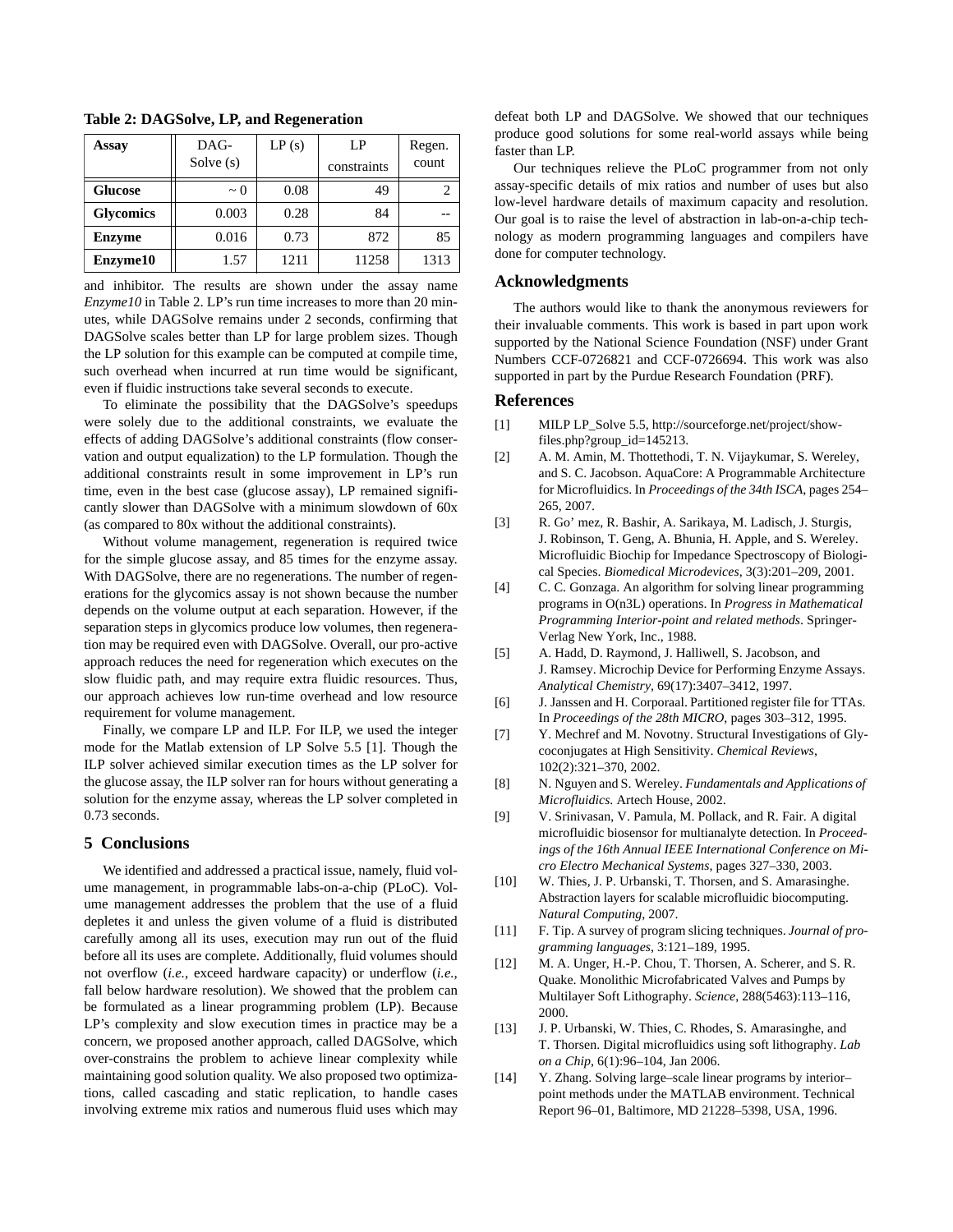**Table 2: DAGSolve, LP, and Regeneration**

| Assay | DAG-Solve (s) | LP (s) | LP constraints | Regen. count |
|---|---|---|---|---|
| **Glucose** | ~ 0 | 0.08 | 49 | 2 |
| **Glycomics** | 0.003 | 0.28 | 84 | -- |
| **Enzyme** | 0.016 | 0.73 | 872 | 85 |
| **Enzyme10** | 1.57 | 1211 | 11258 | 1313 |

and inhibitor. The results are shown under the assay name *Enzyme10* in Table 2. LP's run time increases to more than 20 minutes, while DAGSolve remains under 2 seconds, confirming that DAGSolve scales better than LP for large problem sizes. Though the LP solution for this example can be computed at compile time, such overhead when incurred at run time would be significant, even if fluidic instructions take several seconds to execute.

To eliminate the possibility that the DAGSolve's speedups were solely due to the additional constraints, we evaluate the effects of adding DAGSolve's additional constraints (flow conservation and output equalization) to the LP formulation. Though the additional constraints result in some improvement in LP's run time, even in the best case (glucose assay), LP remained significantly slower than DAGSolve with a minimum slowdown of 60x (as compared to 80x without the additional constraints).

Without volume management, regeneration is required twice for the simple glucose assay, and 85 times for the enzyme assay. With DAGSolve, there are no regenerations. The number of regenerations for the glycomics assay is not shown because the number depends on the volume output at each separation. However, if the separation steps in glycomics produce low volumes, then regeneration may be required even with DAGSolve. Overall, our pro-active approach reduces the need for regeneration which executes on the slow fluidic path, and may require extra fluidic resources. Thus, our approach achieves low run-time overhead and low resource requirement for volume management.

Finally, we compare LP and ILP. For ILP, we used the integer mode for the Matlab extension of LP Solve 5.5 [1]. Though the ILP solver achieved similar execution times as the LP solver for the glucose assay, the ILP solver ran for hours without generating a solution for the enzyme assay, whereas the LP solver completed in 0.73 seconds.

## 5 Conclusions

We identified and addressed a practical issue, namely, fluid volume management, in programmable labs-on-a-chip (PLoC). Volume management addresses the problem that the use of a fluid depletes it and unless the given volume of a fluid is distributed carefully among all its uses, execution may run out of the fluid before all its uses are complete. Additionally, fluid volumes should not overflow (*i.e.*, exceed hardware capacity) or underflow (*i.e.,* fall below hardware resolution). We showed that the problem can be formulated as a linear programming problem (LP). Because LP's complexity and slow execution times in practice may be a concern, we proposed another approach, called DAGSolve, which over-constrains the problem to achieve linear complexity while maintaining good solution quality. We also proposed two optimizations, called cascading and static replication, to handle cases involving extreme mix ratios and numerous fluid uses which may defeat both LP and DAGSolve. We showed that our techniques produce good solutions for some real-world assays while being faster than LP.

Our techniques relieve the PLoC programmer from not only assay-specific details of mix ratios and number of uses but also low-level hardware details of maximum capacity and resolution. Our goal is to raise the level of abstraction in lab-on-a-chip technology as modern programming languages and compilers have done for computer technology.

## Acknowledgments

The authors would like to thank the anonymous reviewers for their invaluable comments. This work is based in part upon work supported by the National Science Foundation (NSF) under Grant Numbers CCF-0726821 and CCF-0726694. This work was also supported in part by the Purdue Research Foundation (PRF).

## References

[1] MILP LP_Solve 5.5, http://sourceforge.net/project/showfiles.php?group_id=145213.

[2] A. M. Amin, M. Thottethodi, T. N. Vijaykumar, S. Wereley, and S. C. Jacobson. AquaCore: A Programmable Architecture for Microfluidics. In *Proceedings of the 34th ISCA*, pages 254–265, 2007.

[3] R. Go' mez, R. Bashir, A. Sarikaya, M. Ladisch, J. Sturgis, J. Robinson, T. Geng, A. Bhunia, H. Apple, and S. Wereley. Microfluidic Biochip for Impedance Spectroscopy of Biological Species. *Biomedical Microdevices*, 3(3):201–209, 2001.

[4] C. C. Gonzaga. An algorithm for solving linear programming programs in O(n3L) operations. In *Progress in Mathematical Programming Interior-point and related methods*. Springer-Verlag New York, Inc., 1988.

[5] A. Hadd, D. Raymond, J. Halliwell, S. Jacobson, and J. Ramsey. Microchip Device for Performing Enzyme Assays. *Analytical Chemistry*, 69(17):3407–3412, 1997.

[6] J. Janssen and H. Corporaal. Partitioned register file for TTAs. In *Proceedings of the 28th MICRO*, pages 303–312, 1995.

[7] Y. Mechref and M. Novotny. Structural Investigations of Glycoconjugates at High Sensitivity. *Chemical Reviews*, 102(2):321–370, 2002.

[8] N. Nguyen and S. Wereley. *Fundamentals and Applications of Microfluidics.* Artech House, 2002.

[9] V. Srinivasan, V. Pamula, M. Pollack, and R. Fair. A digital microfluidic biosensor for multianalyte detection. In *Proceedings of the 16th Annual IEEE International Conference on Micro Electro Mechanical Systems*, pages 327–330, 2003.

[10] W. Thies, J. P. Urbanski, T. Thorsen, and S. Amarasinghe. Abstraction layers for scalable microfluidic biocomputing. *Natural Computing*, 2007.

[11] F. Tip. A survey of program slicing techniques. *Journal of programming languages*, 3:121–189, 1995.

[12] M. A. Unger, H.-P. Chou, T. Thorsen, A. Scherer, and S. R. Quake. Monolithic Microfabricated Valves and Pumps by Multilayer Soft Lithography. *Science*, 288(5463):113–116, 2000.

[13] J. P. Urbanski, W. Thies, C. Rhodes, S. Amarasinghe, and T. Thorsen. Digital microfluidics using soft lithography. *Lab on a Chip*, 6(1):96–104, Jan 2006.

[14] Y. Zhang. Solving large–scale linear programs by interior–point methods under the MATLAB environment. Technical Report 96–01, Baltimore, MD 21228–5398, USA, 1996.